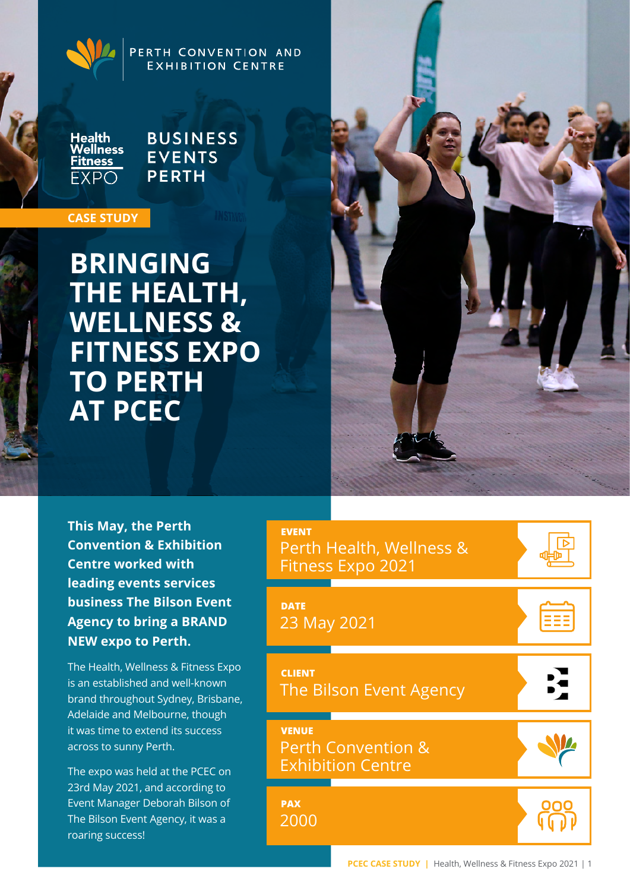PERTH CONVENTION AND EXHIBITION CENTRE

Health Wellness Fitness EXPO

BUSINESS EVENTS PERTH

CASE STUDY

# BRINGING THE HEALTH, WELLNESS & FITNESS EXPO TO PERTH AT PCEC

**This May, the Perth Convention & Exhibition Centre worked with leading events services business The Bilson Event Agency to bring a BRAND NEW expo to Perth.**

The Health, Wellness & Fitness Expo is an established and well-known brand throughout Sydney, Brisbane, Adelaide and Melbourne, though it was time to extend its success across to sunny Perth.

The expo was held at the PCEC on 23rd May 2021, and according to Event Manager Deborah Bilson of The Bilson Event Agency, it was a roaring success!

**EVENT**
Perth Health, Wellness & Fitness Expo 2021

**DATE**
23 May 2021

**CLIENT**
The Bilson Event Agency

**VENUE**
Perth Convention & Exhibition Centre

**PAX**
2000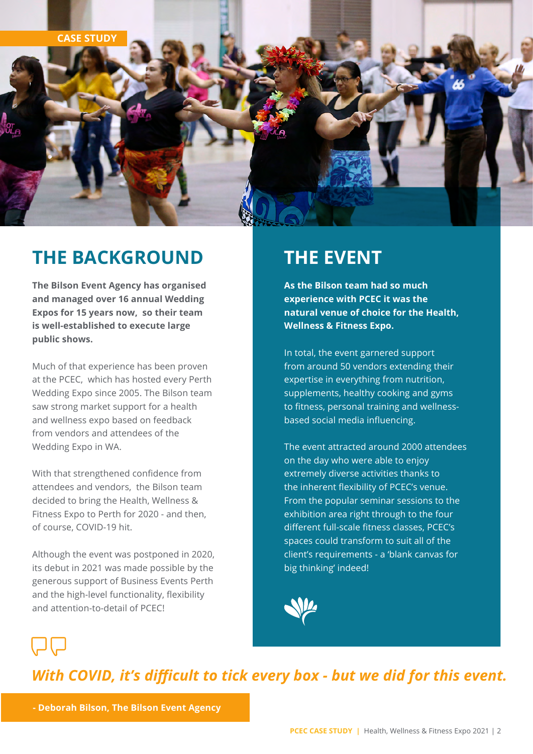CASE STUDY

## THE BACKGROUND

**The Bilson Event Agency has organised and managed over 16 annual Wedding Expos for 15 years now, so their team is well-established to execute large public shows.**

Much of that experience has been proven at the PCEC, which has hosted every Perth Wedding Expo since 2005. The Bilson team saw strong market support for a health and wellness expo based on feedback from vendors and attendees of the Wedding Expo in WA.

With that strengthened confidence from attendees and vendors, the Bilson team decided to bring the Health, Wellness & Fitness Expo to Perth for 2020 - and then, of course, COVID-19 hit.

Although the event was postponed in 2020, its debut in 2021 was made possible by the generous support of Business Events Perth and the high-level functionality, flexibility and attention-to-detail of PCEC!

## THE EVENT

**As the Bilson team had so much experience with PCEC it was the natural venue of choice for the Health, Wellness & Fitness Expo.**

In total, the event garnered support from around 50 vendors extending their expertise in everything from nutrition, supplements, healthy cooking and gyms to fitness, personal training and wellness-based social media influencing.

The event attracted around 2000 attendees on the day who were able to enjoy extremely diverse activities thanks to the inherent flexibility of PCEC's venue. From the popular seminar sessions to the exhibition area right through to the four different full-scale fitness classes, PCEC's spaces could transform to suit all of the client's requirements - a 'blank canvas for big thinking' indeed!

*With COVID, it's difficult to tick every box - but we did for this event.*

**- Deborah Bilson, The Bilson Event Agency**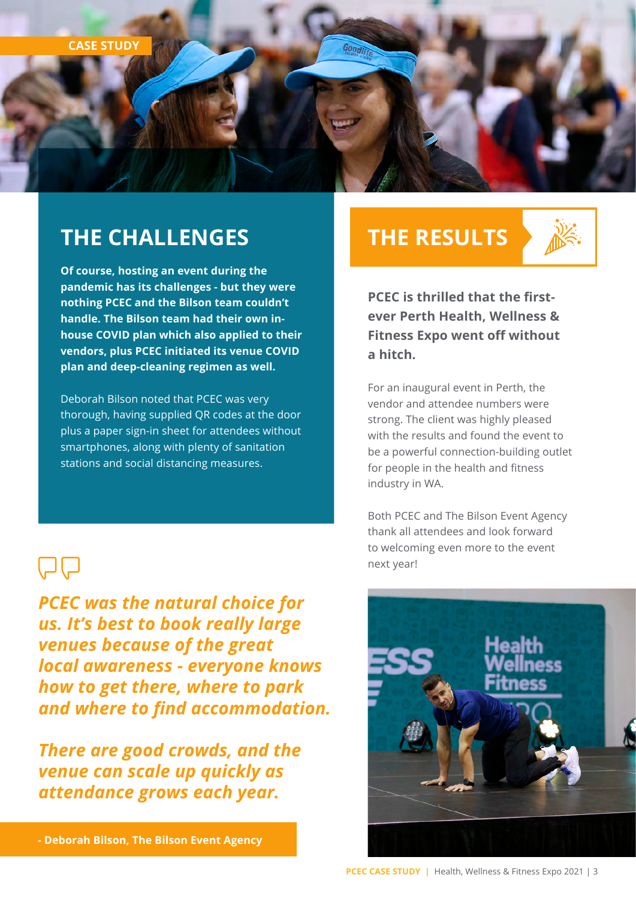CASE STUDY

## THE CHALLENGES

**Of course, hosting an event during the pandemic has its challenges - but they were nothing PCEC and the Bilson team couldn't handle. The Bilson team had their own in-house COVID plan which also applied to their vendors, plus PCEC initiated its venue COVID plan and deep-cleaning regimen as well.**

Deborah Bilson noted that PCEC was very thorough, having supplied QR codes at the door plus a paper sign-in sheet for attendees without smartphones, along with plenty of sanitation stations and social distancing measures.

> ***PCEC was the natural choice for us. It's best to book really large venues because of the great local awareness - everyone knows how to get there, where to park and where to find accommodation.***
>
> ***There are good crowds, and the venue can scale up quickly as attendance grows each year.***
>
> **- Deborah Bilson, The Bilson Event Agency**

## THE RESULTS

**PCEC is thrilled that the first-ever Perth Health, Wellness & Fitness Expo went off without a hitch.**

For an inaugural event in Perth, the vendor and attendee numbers were strong. The client was highly pleased with the results and found the event to be a powerful connection-building outlet for people in the health and fitness industry in WA.

Both PCEC and The Bilson Event Agency thank all attendees and look forward to welcoming even more to the event next year!